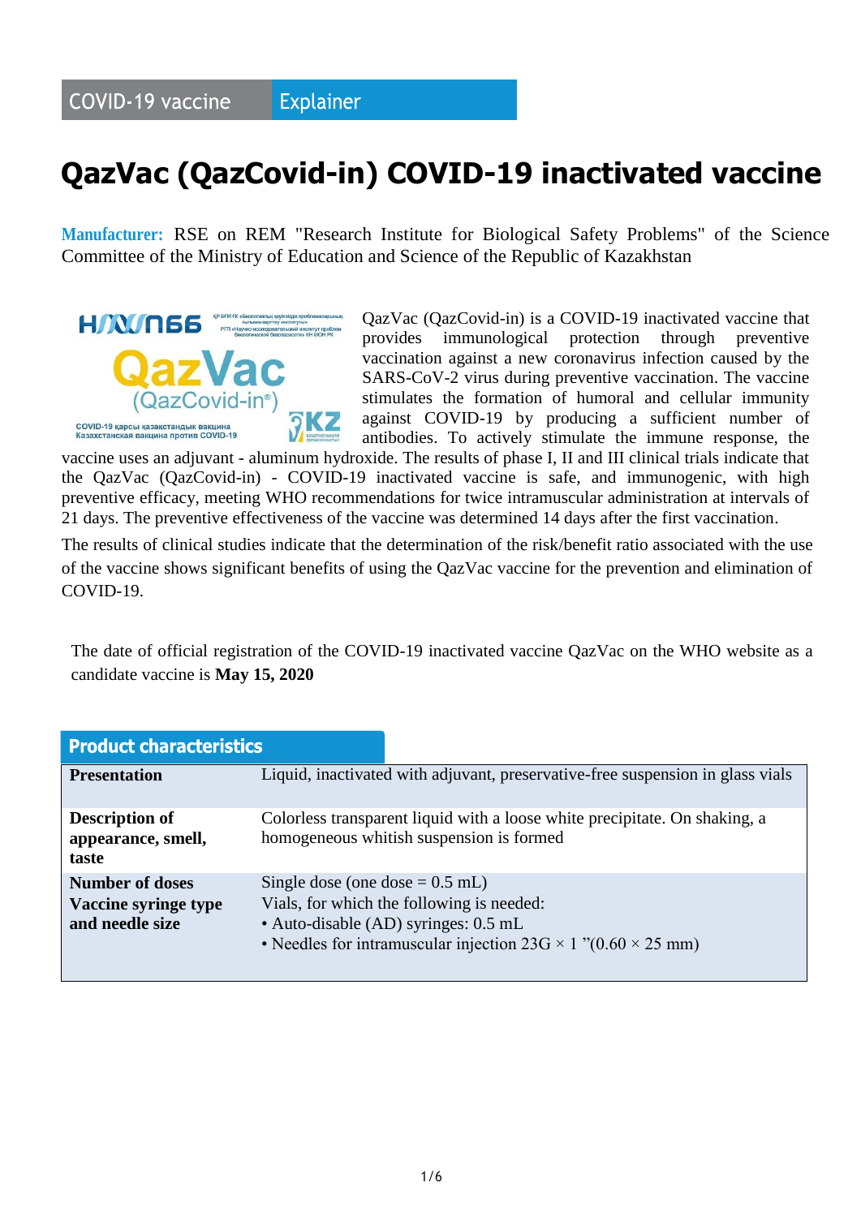COVID-19 vaccine | Explainer

# QazVac (QazCovid-in) COVID-19 inactivated vaccine

**Manufacturer:** RSE on REM "Research Institute for Biological Safety Problems" of the Science Committee of the Ministry of Education and Science of the Republic of Kazakhstan

QazVac (QazCovid-in) is a COVID-19 inactivated vaccine that provides immunological protection through preventive vaccination against a new coronavirus infection caused by the SARS-CoV-2 virus during preventive vaccination. The vaccine stimulates the formation of humoral and cellular immunity against COVID-19 by producing a sufficient number of antibodies. To actively stimulate the immune response, the vaccine uses an adjuvant - aluminum hydroxide. The results of phase I, II and III clinical trials indicate that the QazVac (QazCovid-in) - COVID-19 inactivated vaccine is safe, and immunogenic, with high preventive efficacy, meeting WHO recommendations for twice intramuscular administration at intervals of 21 days. The preventive effectiveness of the vaccine was determined 14 days after the first vaccination.

The results of clinical studies indicate that the determination of the risk/benefit ratio associated with the use of the vaccine shows significant benefits of using the QazVac vaccine for the prevention and elimination of COVID-19.

The date of official registration of the COVID-19 inactivated vaccine QazVac on the WHO website as a candidate vaccine is **May 15, 2020**

## Product characteristics

| | |
|---|---|
| **Presentation** | Liquid, inactivated with adjuvant, preservative-free suspension in glass vials |
| **Description of appearance, smell, taste** | Colorless transparent liquid with a loose white precipitate. On shaking, a homogeneous whitish suspension is formed |
| **Number of doses Vaccine syringe type and needle size** | Single dose (one dose = 0.5 mL)<br>Vials, for which the following is needed:<br>• Auto-disable (AD) syringes: 0.5 mL<br>• Needles for intramuscular injection 23G × 1 "(0.60 × 25 mm) |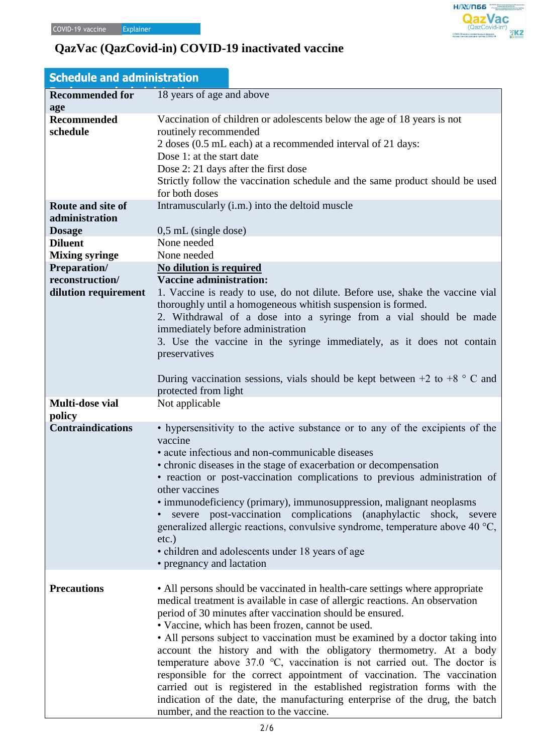# QazVac (QazCovid-in) COVID-19 inactivated vaccine

## Schedule and administration

| | |
|---|---|
| **Recommended for age** | 18 years of age and above |
| **Recommended schedule** | Vaccination of children or adolescents below the age of 18 years is not routinely recommended<br>2 doses (0.5 mL each) at a recommended interval of 21 days:<br>Dose 1: at the start date<br>Dose 2: 21 days after the first dose<br>Strictly follow the vaccination schedule and the same product should be used for both doses |
| **Route and site of administration** | Intramuscularly (i.m.) into the deltoid muscle |
| **Dosage** | 0,5 mL (single dose) |
| **Diluent** | None needed |
| **Mixing syringe** | None needed |
| **Preparation/ reconstruction/ dilution requirement** | **No dilution is required**<br>**Vaccine administration:**<br>1. Vaccine is ready to use, do not dilute. Before use, shake the vaccine vial thoroughly until a homogeneous whitish suspension is formed.<br>2. Withdrawal of a dose into a syringe from a vial should be made immediately before administration<br>3. Use the vaccine in the syringe immediately, as it does not contain preservatives<br><br>During vaccination sessions, vials should be kept between +2 to +8 ° C and protected from light |
| **Multi-dose vial policy** | Not applicable |
| **Contraindications** | • hypersensitivity to the active substance or to any of the excipients of the vaccine<br>• acute infectious and non-communicable diseases<br>• chronic diseases in the stage of exacerbation or decompensation<br>• reaction or post-vaccination complications to previous administration of other vaccines<br>• immunodeficiency (primary), immunosuppression, malignant neoplasms<br>• severe post-vaccination complications (anaphylactic shock, severe generalized allergic reactions, convulsive syndrome, temperature above 40 °C, etc.)<br>• children and adolescents under 18 years of age<br>• pregnancy and lactation |
| **Precautions** | • All persons should be vaccinated in health-care settings where appropriate medical treatment is available in case of allergic reactions. An observation period of 30 minutes after vaccination should be ensured.<br>• Vaccine, which has been frozen, cannot be used.<br>• All persons subject to vaccination must be examined by a doctor taking into account the history and with the obligatory thermometry. At a body temperature above 37.0 °C, vaccination is not carried out. The doctor is responsible for the correct appointment of vaccination. The vaccination carried out is registered in the established registration forms with the indication of the date, the manufacturing enterprise of the drug, the batch number, and the reaction to the vaccine. |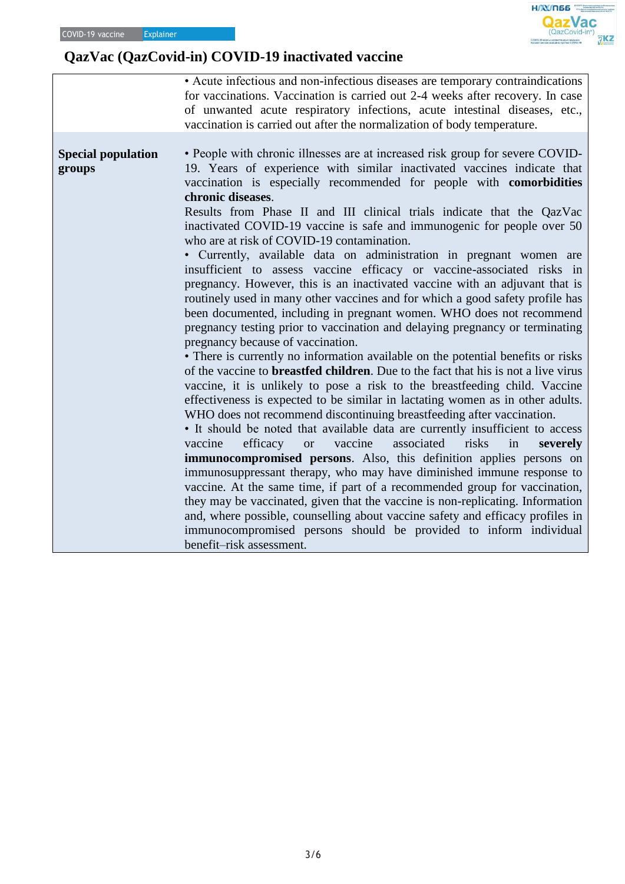# QazVac (QazCovid-in) COVID-19 inactivated vaccine

| | |
|---|---|
| | • Acute infectious and non-infectious diseases are temporary contraindications for vaccinations. Vaccination is carried out 2-4 weeks after recovery. In case of unwanted acute respiratory infections, acute intestinal diseases, etc., vaccination is carried out after the normalization of body temperature. |
| **Special population groups** | • People with chronic illnesses are at increased risk group for severe COVID-19. Years of experience with similar inactivated vaccines indicate that vaccination is especially recommended for people with **comorbidities chronic diseases**.<br>Results from Phase II and III clinical trials indicate that the QazVac inactivated COVID-19 vaccine is safe and immunogenic for people over 50 who are at risk of COVID-19 contamination.<br>• Currently, available data on administration in pregnant women are insufficient to assess vaccine efficacy or vaccine-associated risks in pregnancy. However, this is an inactivated vaccine with an adjuvant that is routinely used in many other vaccines and for which a good safety profile has been documented, including in pregnant women. WHO does not recommend pregnancy testing prior to vaccination and delaying pregnancy or terminating pregnancy because of vaccination.<br>• There is currently no information available on the potential benefits or risks of the vaccine to **breastfed children**. Due to the fact that his is not a live virus vaccine, it is unlikely to pose a risk to the breastfeeding child. Vaccine effectiveness is expected to be similar in lactating women as in other adults. WHO does not recommend discontinuing breastfeeding after vaccination.<br>• It should be noted that available data are currently insufficient to access vaccine efficacy or vaccine associated risks in **severely immunocompromised persons**. Also, this definition applies persons on immunosuppressant therapy, who may have diminished immune response to vaccine. At the same time, if part of a recommended group for vaccination, they may be vaccinated, given that the vaccine is non-replicating. Information and, where possible, counselling about vaccine safety and efficacy profiles in immunocompromised persons should be provided to inform individual benefit–risk assessment. |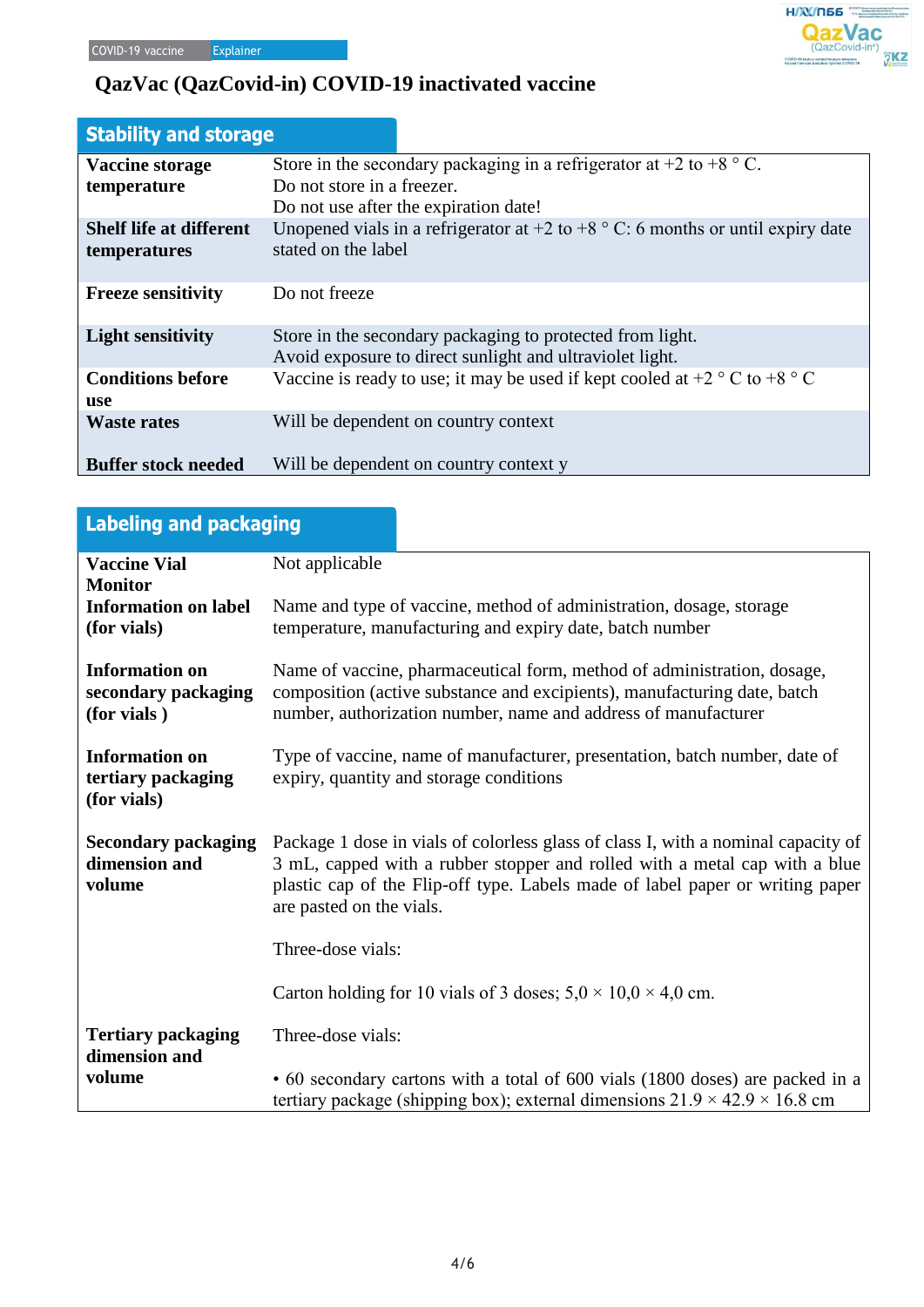COVID-19 vaccine Explainer

# QazVac (QazCovid-in) COVID-19 inactivated vaccine

## Stability and storage

| | |
|---|---|
| **Vaccine storage temperature** | Store in the secondary packaging in a refrigerator at +2 to +8 ° C.<br>Do not store in a freezer.<br>Do not use after the expiration date! |
| **Shelf life at different temperatures** | Unopened vials in a refrigerator at +2 to +8 ° C: 6 months or until expiry date stated on the label |
| **Freeze sensitivity** | Do not freeze |
| **Light sensitivity** | Store in the secondary packaging to protected from light.<br>Avoid exposure to direct sunlight and ultraviolet light. |
| **Conditions before use** | Vaccine is ready to use; it may be used if kept cooled at +2 ° C to +8 ° C |
| **Waste rates** | Will be dependent on country context |
| **Buffer stock needed** | Will be dependent on country context y |

## Labeling and packaging

| | |
|---|---|
| **Vaccine Vial Monitor** | Not applicable |
| **Information on label (for vials)** | Name and type of vaccine, method of administration, dosage, storage temperature, manufacturing and expiry date, batch number |
| **Information on secondary packaging (for vials )** | Name of vaccine, pharmaceutical form, method of administration, dosage, composition (active substance and excipients), manufacturing date, batch number, authorization number, name and address of manufacturer |
| **Information on tertiary packaging (for vials)** | Type of vaccine, name of manufacturer, presentation, batch number, date of expiry, quantity and storage conditions |
| **Secondary packaging dimension and volume** | Package 1 dose in vials of colorless glass of class I, with a nominal capacity of 3 mL, capped with a rubber stopper and rolled with a metal cap with a blue plastic cap of the Flip-off type. Labels made of label paper or writing paper are pasted on the vials.<br><br>Three-dose vials:<br><br>Carton holding for 10 vials of 3 doses; 5,0 × 10,0 × 4,0 cm. |
| **Tertiary packaging dimension and volume** | Three-dose vials:<br><br>• 60 secondary cartons with a total of 600 vials (1800 doses) are packed in a tertiary package (shipping box); external dimensions 21.9 × 42.9 × 16.8 cm |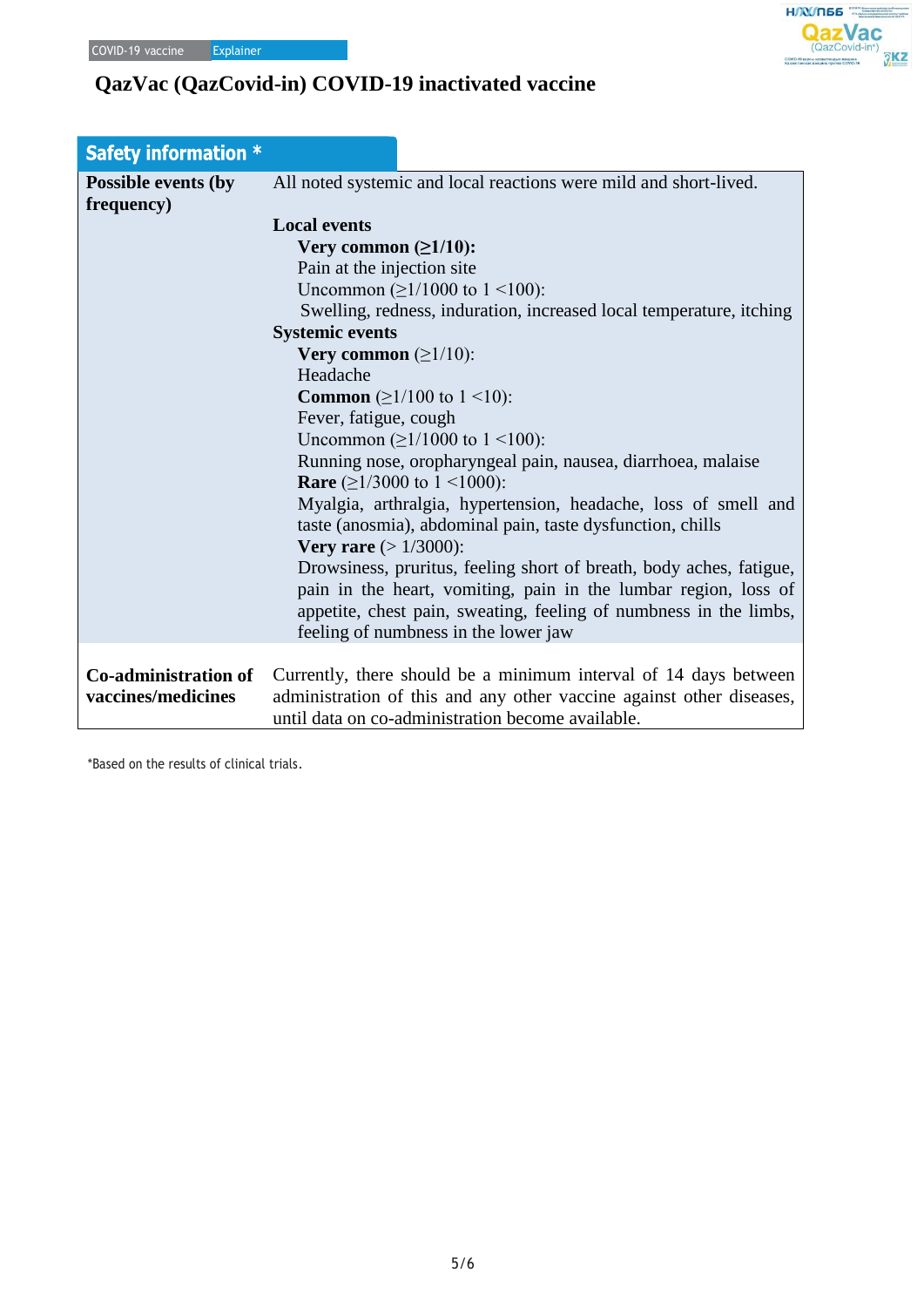COVID-19 vaccine | Explainer

# QazVac (QazCovid-in) COVID-19 inactivated vaccine

## Safety information *

| | |
|---|---|
| **Possible events (by frequency)** | All noted systemic and local reactions were mild and short-lived.<br><br>**Local events**<br>**Very common (≥1/10):**<br>Pain at the injection site<br>Uncommon (≥1/1000 to 1 <100):<br>Swelling, redness, induration, increased local temperature, itching<br>**Systemic events**<br>**Very common** (≥1/10):<br>Headache<br>**Common** (≥1/100 to 1 <10):<br>Fever, fatigue, cough<br>Uncommon (≥1/1000 to 1 <100):<br>Running nose, oropharyngeal pain, nausea, diarrhoea, malaise<br>**Rare** (≥1/3000 to 1 <1000):<br>Myalgia, arthralgia, hypertension, headache, loss of smell and taste (anosmia), abdominal pain, taste dysfunction, chills<br>**Very rare** (> 1/3000):<br>Drowsiness, pruritus, feeling short of breath, body aches, fatigue, pain in the heart, vomiting, pain in the lumbar region, loss of appetite, chest pain, sweating, feeling of numbness in the limbs, feeling of numbness in the lower jaw |
| **Co-administration of vaccines/medicines** | Currently, there should be a minimum interval of 14 days between administration of this and any other vaccine against other diseases, until data on co-administration become available. |

*Based on the results of clinical trials.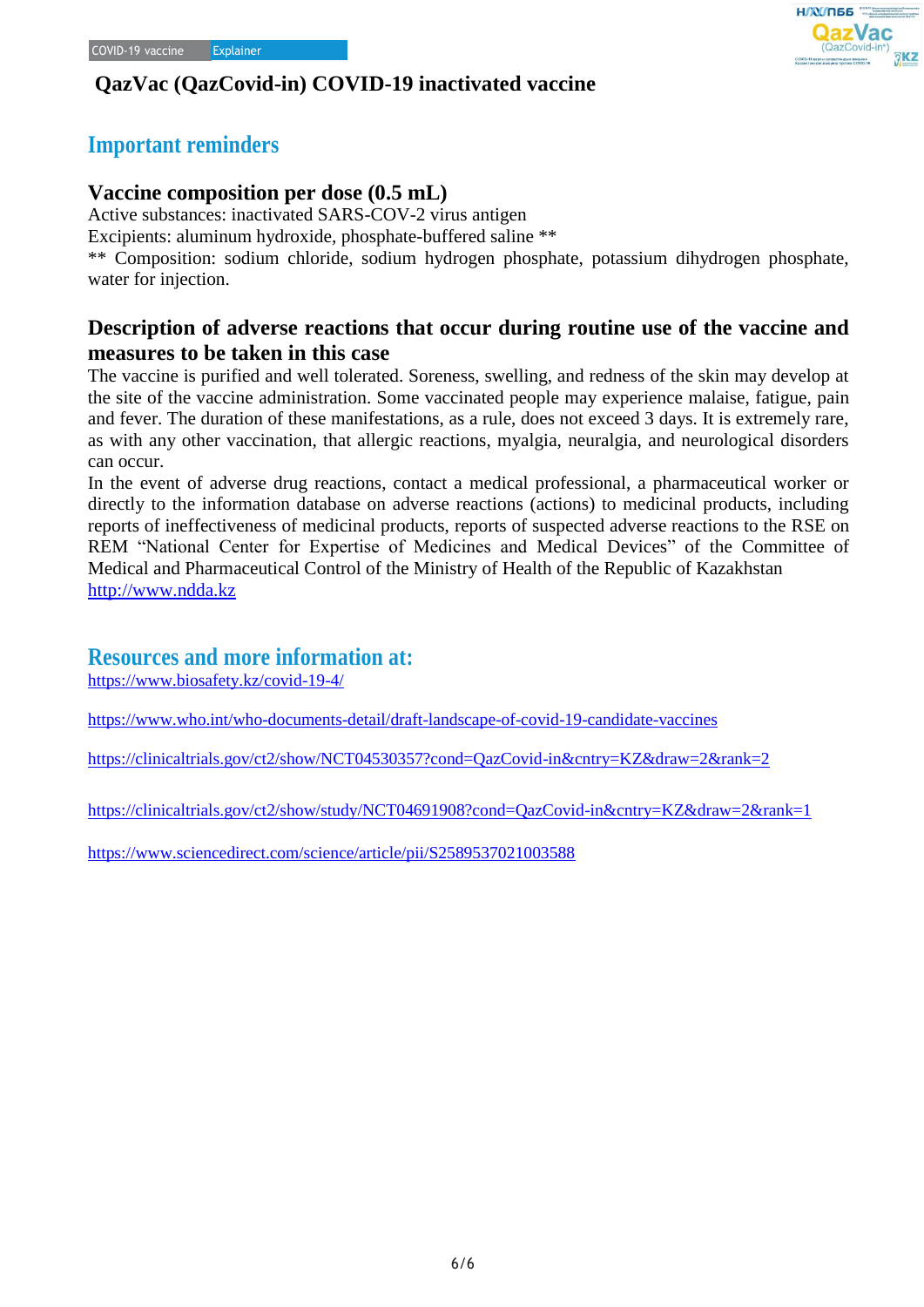# QazVac (QazCovid-in) COVID-19 inactivated vaccine

## Important reminders

### Vaccine composition per dose (0.5 mL)

Active substances: inactivated SARS-COV-2 virus antigen

Excipients: aluminum hydroxide, phosphate-buffered saline **

** Composition: sodium chloride, sodium hydrogen phosphate, potassium dihydrogen phosphate, water for injection.

### Description of adverse reactions that occur during routine use of the vaccine and measures to be taken in this case

The vaccine is purified and well tolerated. Soreness, swelling, and redness of the skin may develop at the site of the vaccine administration. Some vaccinated people may experience malaise, fatigue, pain and fever. The duration of these manifestations, as a rule, does not exceed 3 days. It is extremely rare, as with any other vaccination, that allergic reactions, myalgia, neuralgia, and neurological disorders can occur.

In the event of adverse drug reactions, contact a medical professional, a pharmaceutical worker or directly to the information database on adverse reactions (actions) to medicinal products, including reports of ineffectiveness of medicinal products, reports of suspected adverse reactions to the RSE on REM "National Center for Expertise of Medicines and Medical Devices" of the Committee of Medical and Pharmaceutical Control of the Ministry of Health of the Republic of Kazakhstan http://www.ndda.kz

## Resources and more information at:

https://www.biosafety.kz/covid-19-4/

https://www.who.int/who-documents-detail/draft-landscape-of-covid-19-candidate-vaccines

https://clinicaltrials.gov/ct2/show/NCT04530357?cond=QazCovid-in&cntry=KZ&draw=2&rank=2

https://clinicaltrials.gov/ct2/show/study/NCT04691908?cond=QazCovid-in&cntry=KZ&draw=2&rank=1

https://www.sciencedirect.com/science/article/pii/S2589537021003588